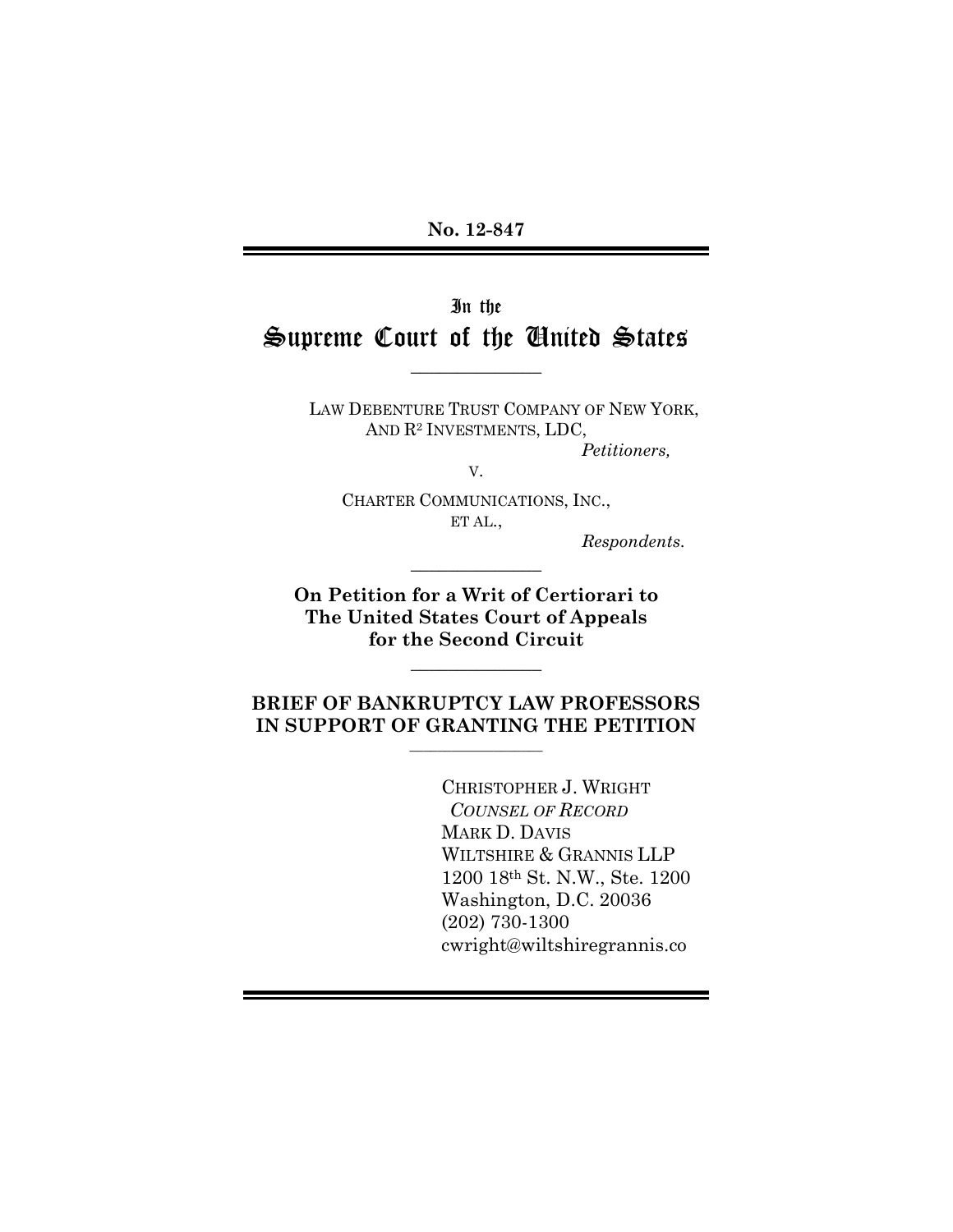**No. 12-847**

# In the Supreme Court of the United States

---

LAW DEBENTURE TRUST COMPANY OF NEW YORK, AND R[2] INVESTMENTS, LDC,

*Petitioners,*

v.

CHARTER COMMUNICATIONS, INC., ET AL.,

*Respondents.*

---

**On Petition for a Writ of Certiorari to The United States Court of Appeals for the Second Circuit**

---

## BRIEF OF BANKRUPTCY LAW PROFESSORS IN SUPPORT OF GRANTING THE PETITION

---

CHRISTOPHER J. WRIGHT
*COUNSEL OF RECORD*
MARK D. DAVIS
WILTSHIRE & GRANNIS LLP
1200 18th St. N.W., Ste. 1200
Washington, D.C. 20036
(202) 730-1300
cwright@wiltshiregrannis.co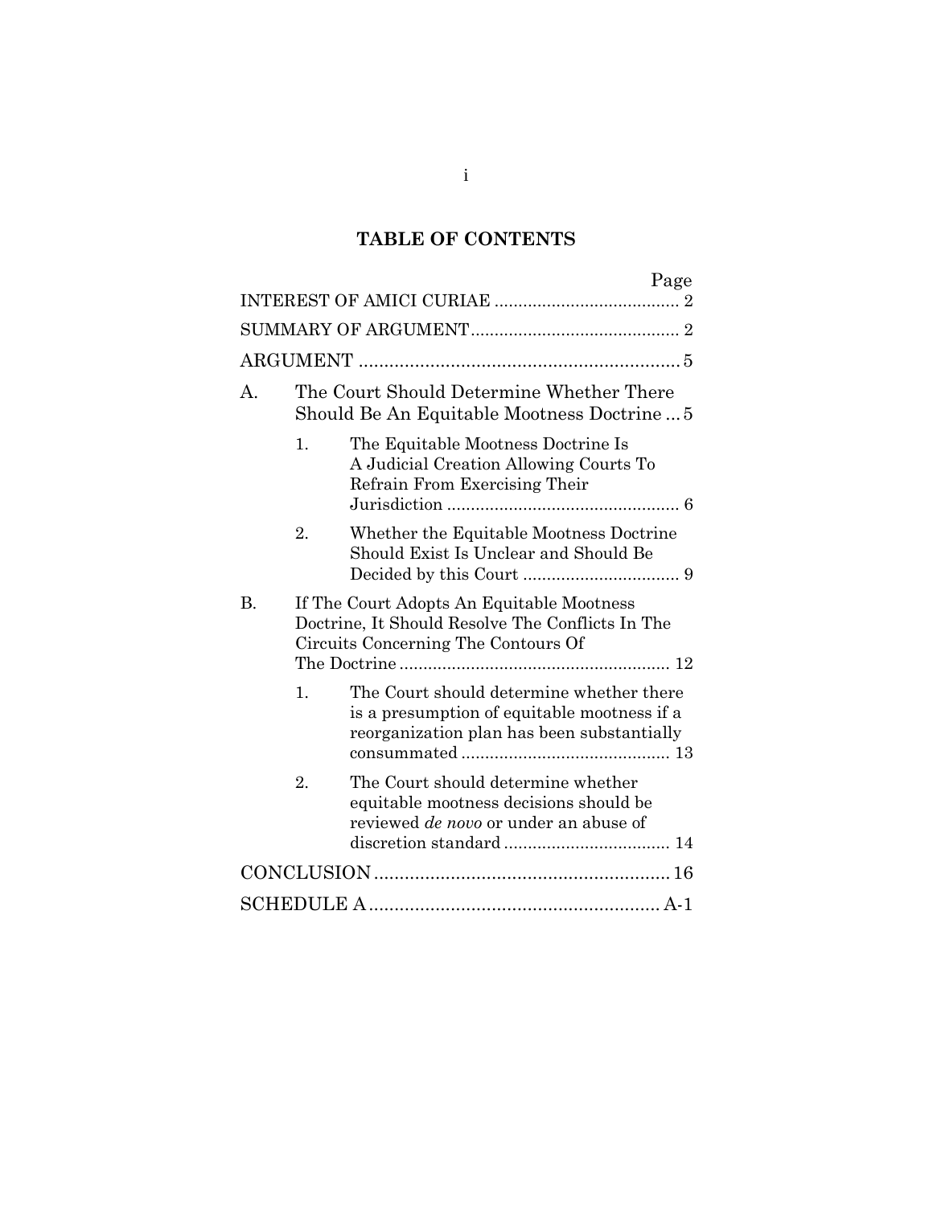# TABLE OF CONTENTS

| | Page |
|---|---|
| INTEREST OF AMICI CURIAE | 2 |
| SUMMARY OF ARGUMENT | 2 |
| ARGUMENT | 5 |
| A. The Court Should Determine Whether There Should Be An Equitable Mootness Doctrine | 5 |
| 1. The Equitable Mootness Doctrine Is A Judicial Creation Allowing Courts To Refrain From Exercising Their Jurisdiction | 6 |
| 2. Whether the Equitable Mootness Doctrine Should Exist Is Unclear and Should Be Decided by this Court | 9 |
| B. If The Court Adopts An Equitable Mootness Doctrine, It Should Resolve The Conflicts In The Circuits Concerning The Contours Of The Doctrine | 12 |
| 1. The Court should determine whether there is a presumption of equitable mootness if a reorganization plan has been substantially consummated | 13 |
| 2. The Court should determine whether equitable mootness decisions should be reviewed *de novo* or under an abuse of discretion standard | 14 |
| CONCLUSION | 16 |
| SCHEDULE A | A-1 |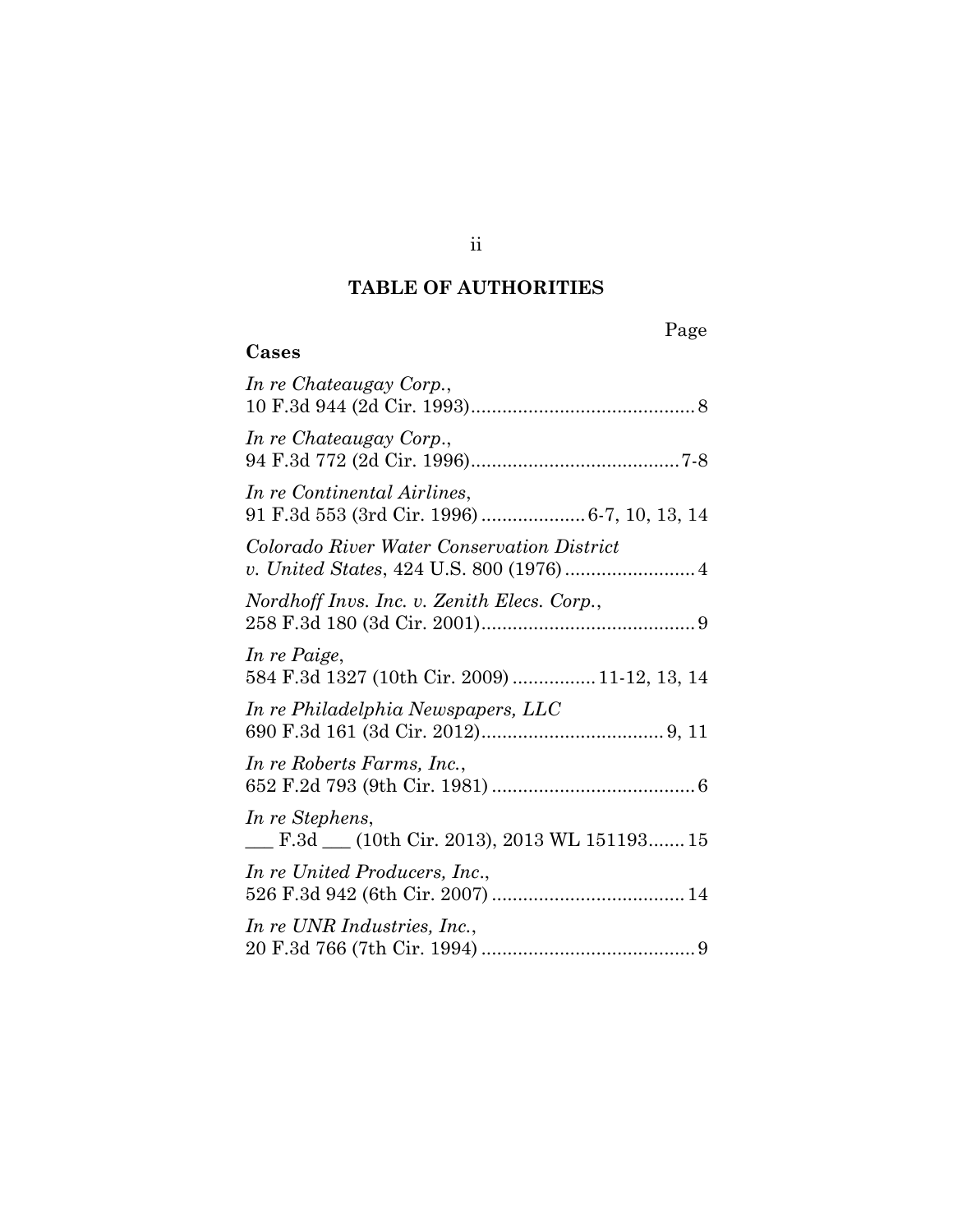# TABLE OF AUTHORITIES

Page

**Cases**

*In re Chateaugay Corp.*,
10 F.3d 944 (2d Cir. 1993) .......................................... 8

*In re Chateaugay Corp.*,
94 F.3d 772 (2d Cir. 1996) ....................................... 7-8

*In re Continental Airlines*,
91 F.3d 553 (3rd Cir. 1996) .................... 6-7, 10, 13, 14

*Colorado River Water Conservation District v. United States*, 424 U.S. 800 (1976) ......................... 4

*Nordhoff Invs. Inc. v. Zenith Elecs. Corp.*,
258 F.3d 180 (3d Cir. 2001) ......................................... 9

*In re Paige*,
584 F.3d 1327 (10th Cir. 2009) ................ 11-12, 13, 14

*In re Philadelphia Newspapers, LLC*
690 F.3d 161 (3d Cir. 2012) .................................. 9, 11

*In re Roberts Farms, Inc.*,
652 F.2d 793 (9th Cir. 1981) ....................................... 6

*In re Stephens*,
___ F.3d ___ (10th Cir. 2013), 2013 WL 151193....... 15

*In re United Producers, Inc.*,
526 F.3d 942 (6th Cir. 2007) ..................................... 14

*In re UNR Industries, Inc.*,
20 F.3d 766 (7th Cir. 1994) ......................................... 9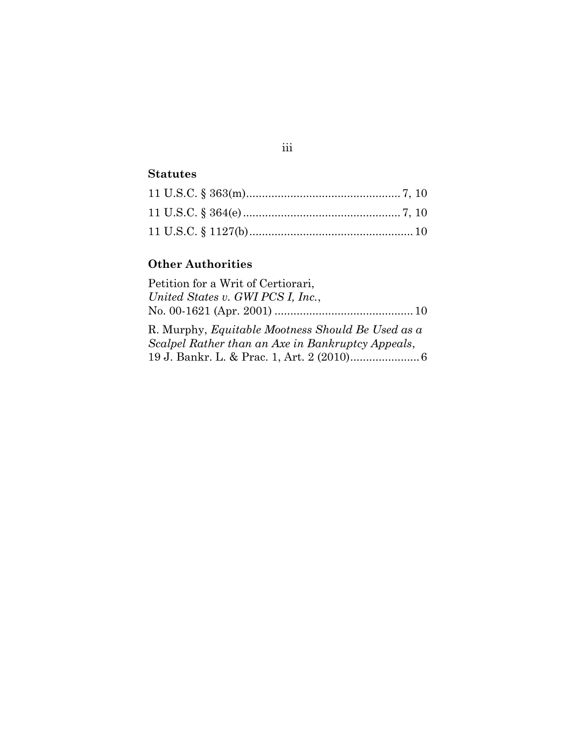**Statutes**

11 U.S.C. § 363(m)................................................ 7, 10

11 U.S.C. § 364(e).................................................. 7, 10

11 U.S.C. § 1127(b).................................................... 10

**Other Authorities**

Petition for a Writ of Certiorari,
*United States v. GWI PCS I, Inc.*,
No. 00-1621 (Apr. 2001) ............................................ 10

R. Murphy, *Equitable Mootness Should Be Used as a Scalpel Rather than an Axe in Bankruptcy Appeals*,
19 J. Bankr. L. & Prac. 1, Art. 2 (2010)...................... 6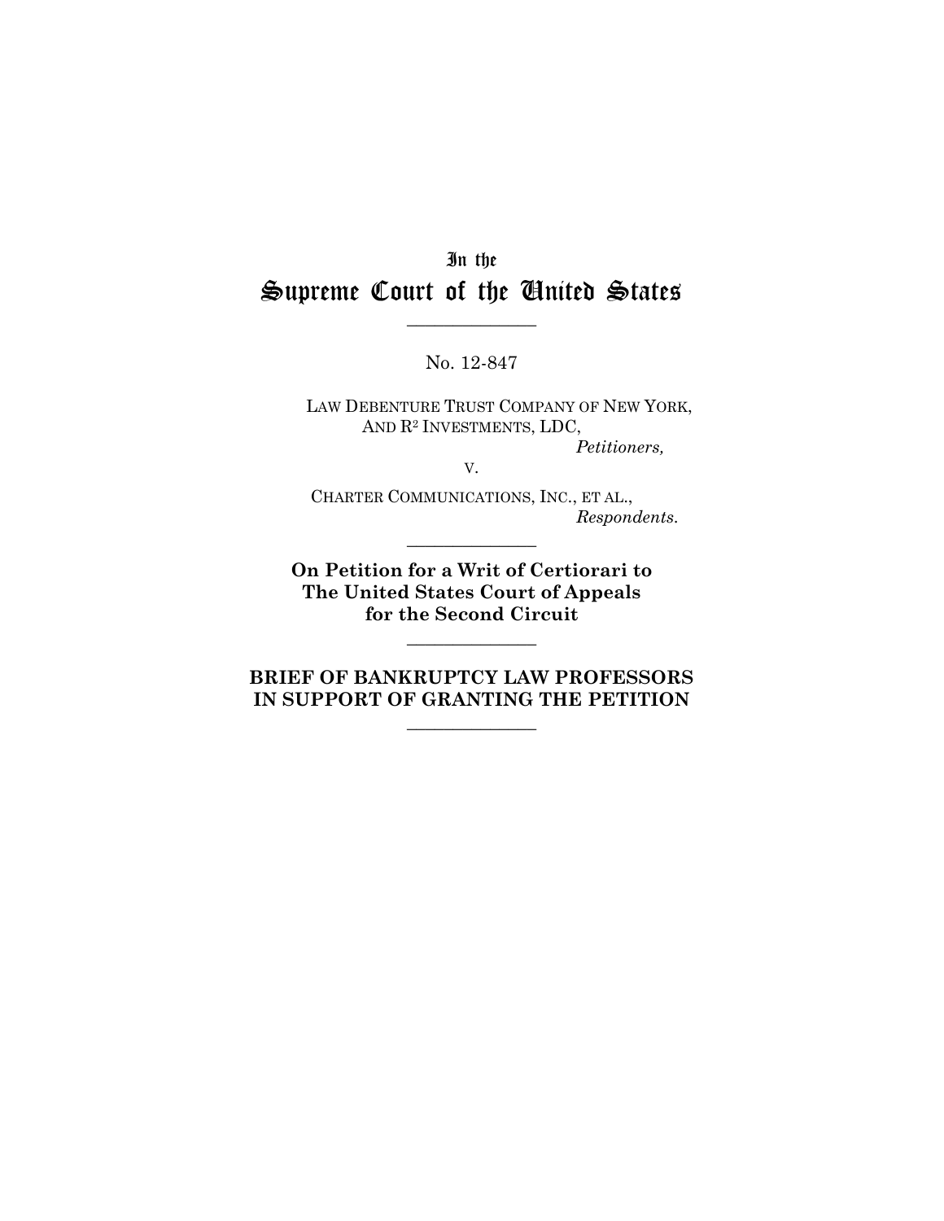In the

# Supreme Court of the United States

---

No. 12-847

LAW DEBENTURE TRUST COMPANY OF NEW YORK, AND R² INVESTMENTS, LDC,
*Petitioners,*

v.

CHARTER COMMUNICATIONS, INC., ET AL.,
*Respondents.*

---

**On Petition for a Writ of Certiorari to The United States Court of Appeals for the Second Circuit**

---

**BRIEF OF BANKRUPTCY LAW PROFESSORS IN SUPPORT OF GRANTING THE PETITION**

---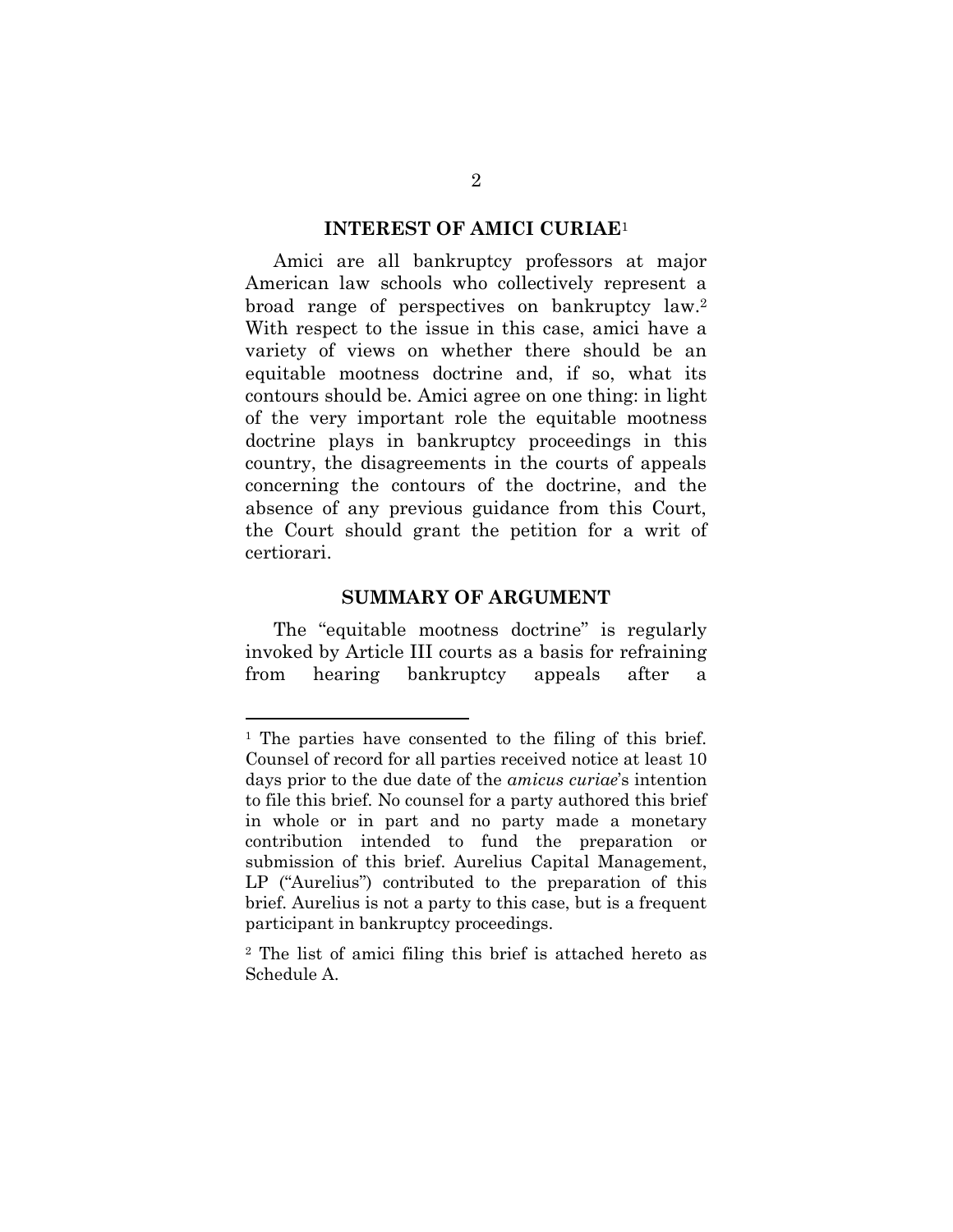## INTEREST OF AMICI CURIAE[1]

Amici are all bankruptcy professors at major American law schools who collectively represent a broad range of perspectives on bankruptcy law.[2] With respect to the issue in this case, amici have a variety of views on whether there should be an equitable mootness doctrine and, if so, what its contours should be. Amici agree on one thing: in light of the very important role the equitable mootness doctrine plays in bankruptcy proceedings in this country, the disagreements in the courts of appeals concerning the contours of the doctrine, and the absence of any previous guidance from this Court, the Court should grant the petition for a writ of certiorari.

## SUMMARY OF ARGUMENT

The "equitable mootness doctrine" is regularly invoked by Article III courts as a basis for refraining from hearing bankruptcy appeals after a

---

[1] The parties have consented to the filing of this brief. Counsel of record for all parties received notice at least 10 days prior to the due date of the *amicus curiae*'s intention to file this brief. No counsel for a party authored this brief in whole or in part and no party made a monetary contribution intended to fund the preparation or submission of this brief. Aurelius Capital Management, LP ("Aurelius") contributed to the preparation of this brief. Aurelius is not a party to this case, but is a frequent participant in bankruptcy proceedings.

[2] The list of amici filing this brief is attached hereto as Schedule A.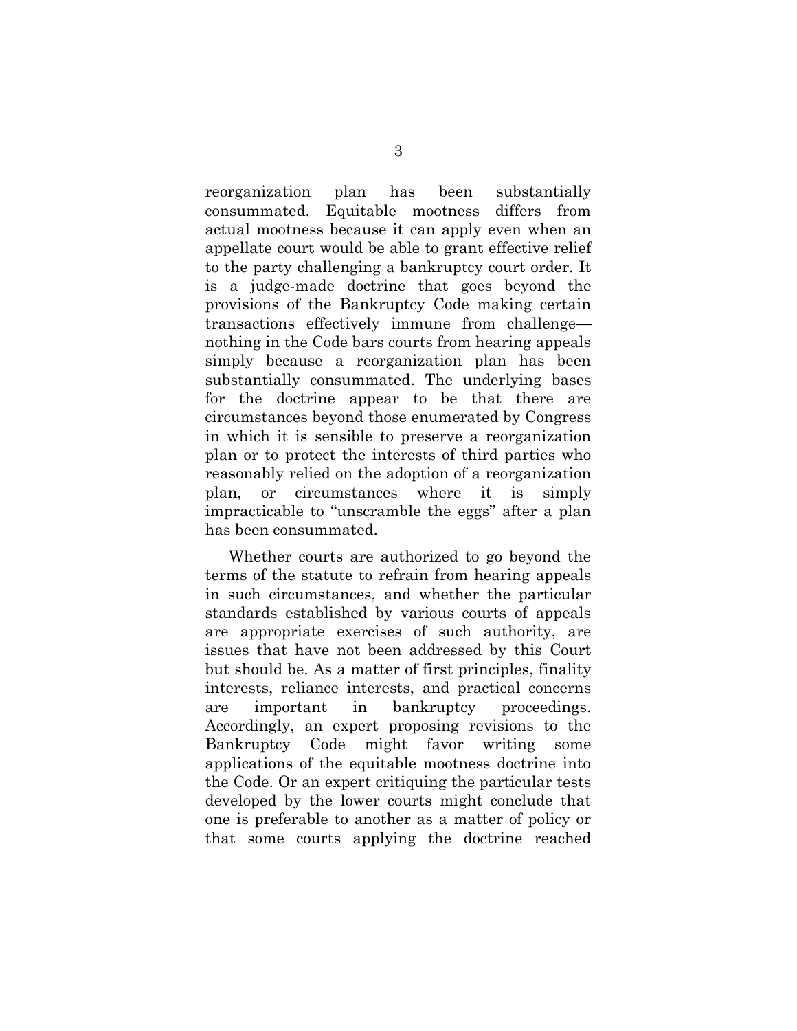reorganization plan has been substantially consummated. Equitable mootness differs from actual mootness because it can apply even when an appellate court would be able to grant effective relief to the party challenging a bankruptcy court order. It is a judge-made doctrine that goes beyond the provisions of the Bankruptcy Code making certain transactions effectively immune from challenge—nothing in the Code bars courts from hearing appeals simply because a reorganization plan has been substantially consummated. The underlying bases for the doctrine appear to be that there are circumstances beyond those enumerated by Congress in which it is sensible to preserve a reorganization plan or to protect the interests of third parties who reasonably relied on the adoption of a reorganization plan, or circumstances where it is simply impracticable to "unscramble the eggs" after a plan has been consummated.

Whether courts are authorized to go beyond the terms of the statute to refrain from hearing appeals in such circumstances, and whether the particular standards established by various courts of appeals are appropriate exercises of such authority, are issues that have not been addressed by this Court but should be. As a matter of first principles, finality interests, reliance interests, and practical concerns are important in bankruptcy proceedings. Accordingly, an expert proposing revisions to the Bankruptcy Code might favor writing some applications of the equitable mootness doctrine into the Code. Or an expert critiquing the particular tests developed by the lower courts might conclude that one is preferable to another as a matter of policy or that some courts applying the doctrine reached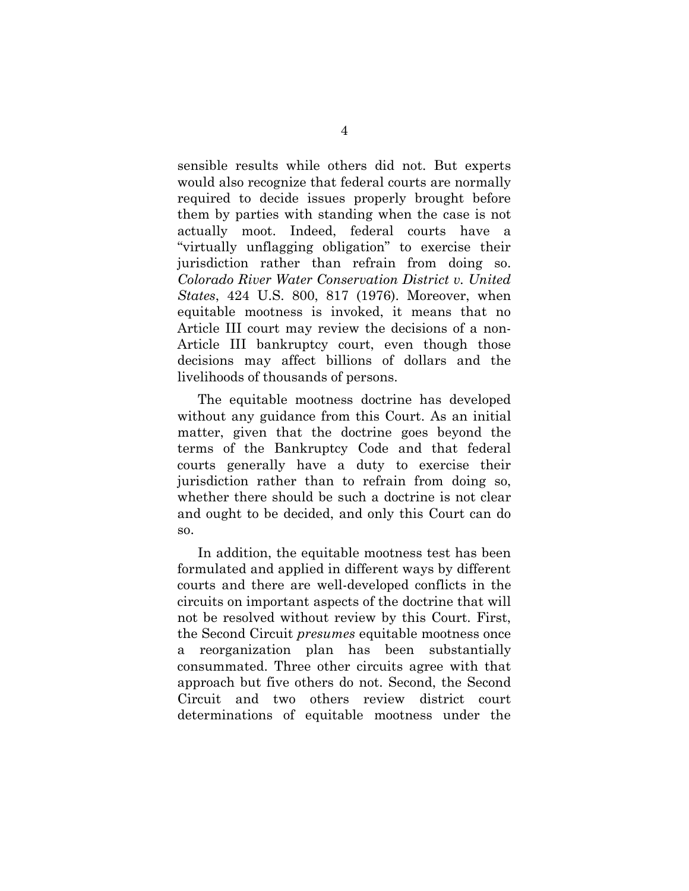sensible results while others did not. But experts would also recognize that federal courts are normally required to decide issues properly brought before them by parties with standing when the case is not actually moot. Indeed, federal courts have a "virtually unflagging obligation" to exercise their jurisdiction rather than refrain from doing so. *Colorado River Water Conservation District v. United States*, 424 U.S. 800, 817 (1976). Moreover, when equitable mootness is invoked, it means that no Article III court may review the decisions of a non-Article III bankruptcy court, even though those decisions may affect billions of dollars and the livelihoods of thousands of persons.

The equitable mootness doctrine has developed without any guidance from this Court. As an initial matter, given that the doctrine goes beyond the terms of the Bankruptcy Code and that federal courts generally have a duty to exercise their jurisdiction rather than to refrain from doing so, whether there should be such a doctrine is not clear and ought to be decided, and only this Court can do so.

In addition, the equitable mootness test has been formulated and applied in different ways by different courts and there are well-developed conflicts in the circuits on important aspects of the doctrine that will not be resolved without review by this Court. First, the Second Circuit *presumes* equitable mootness once a reorganization plan has been substantially consummated. Three other circuits agree with that approach but five others do not. Second, the Second Circuit and two others review district court determinations of equitable mootness under the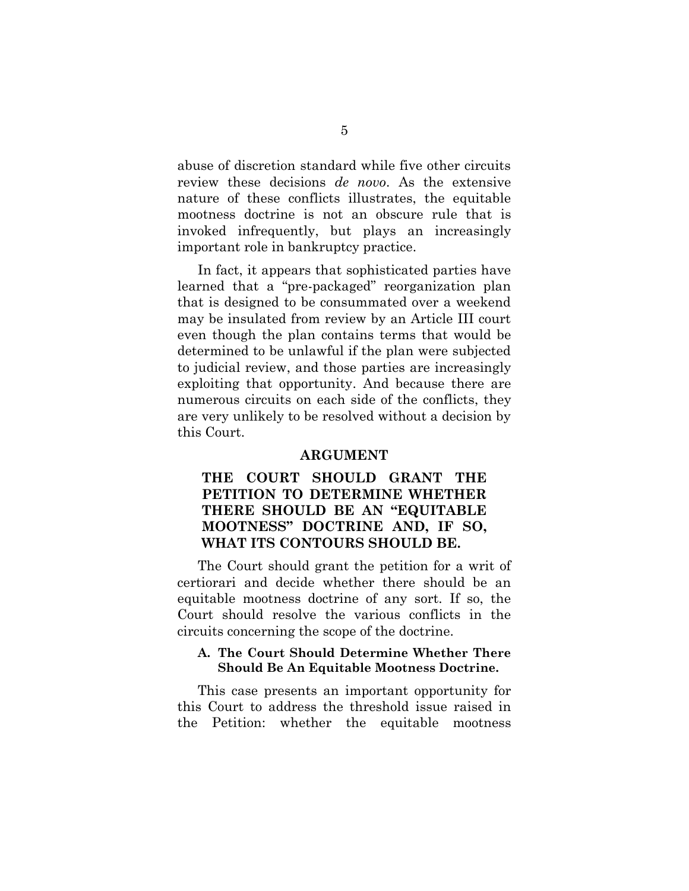abuse of discretion standard while five other circuits review these decisions *de novo*. As the extensive nature of these conflicts illustrates, the equitable mootness doctrine is not an obscure rule that is invoked infrequently, but plays an increasingly important role in bankruptcy practice.

In fact, it appears that sophisticated parties have learned that a "pre-packaged" reorganization plan that is designed to be consummated over a weekend may be insulated from review by an Article III court even though the plan contains terms that would be determined to be unlawful if the plan were subjected to judicial review, and those parties are increasingly exploiting that opportunity. And because there are numerous circuits on each side of the conflicts, they are very unlikely to be resolved without a decision by this Court.

## ARGUMENT

### THE COURT SHOULD GRANT THE PETITION TO DETERMINE WHETHER THERE SHOULD BE AN "EQUITABLE MOOTNESS" DOCTRINE AND, IF SO, WHAT ITS CONTOURS SHOULD BE.

The Court should grant the petition for a writ of certiorari and decide whether there should be an equitable mootness doctrine of any sort. If so, the Court should resolve the various conflicts in the circuits concerning the scope of the doctrine.

#### A. The Court Should Determine Whether There Should Be An Equitable Mootness Doctrine.

This case presents an important opportunity for this Court to address the threshold issue raised in the Petition: whether the equitable mootness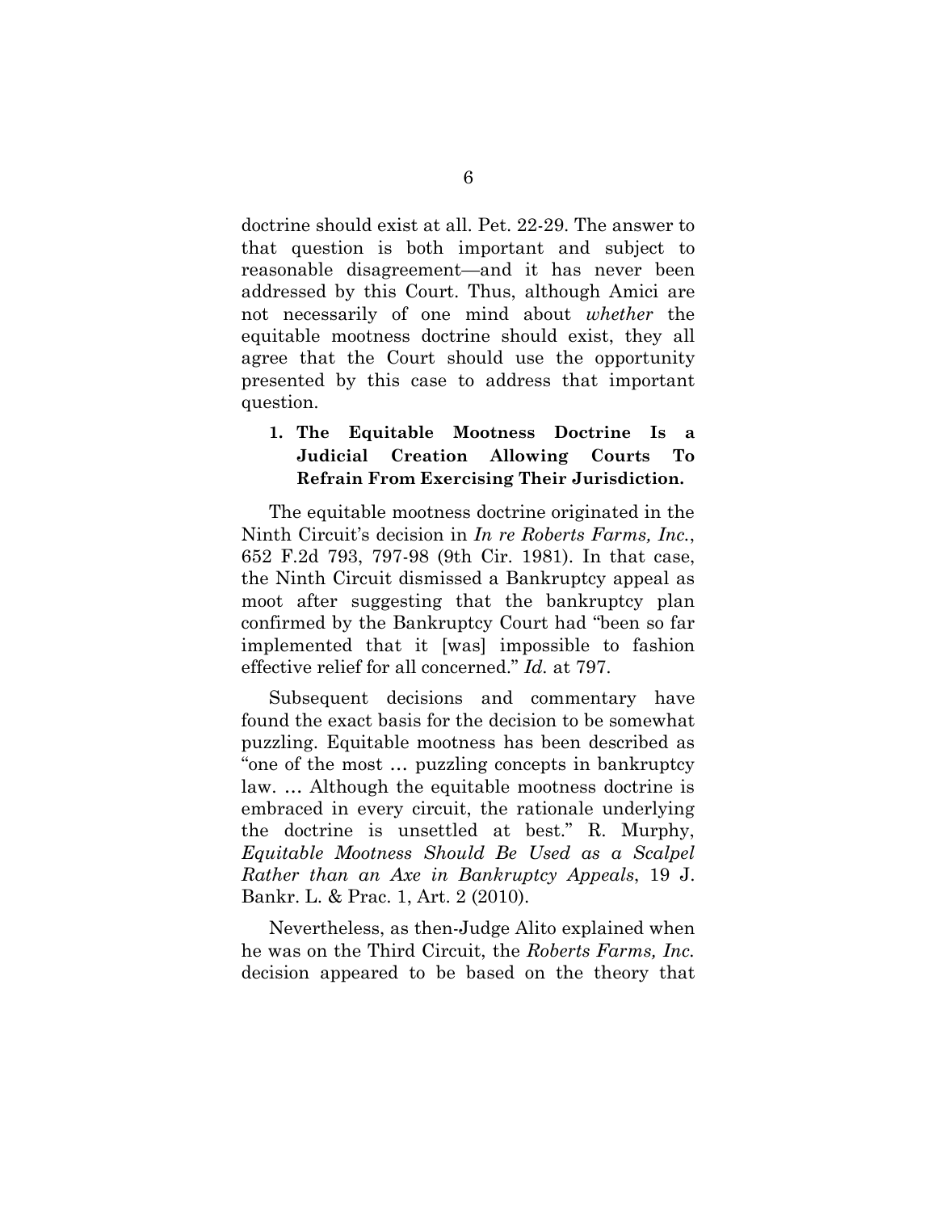doctrine should exist at all. Pet. 22-29. The answer to that question is both important and subject to reasonable disagreement—and it has never been addressed by this Court. Thus, although Amici are not necessarily of one mind about *whether* the equitable mootness doctrine should exist, they all agree that the Court should use the opportunity presented by this case to address that important question.

**1. The Equitable Mootness Doctrine Is a Judicial Creation Allowing Courts To Refrain From Exercising Their Jurisdiction.**

The equitable mootness doctrine originated in the Ninth Circuit's decision in *In re Roberts Farms, Inc.*, 652 F.2d 793, 797-98 (9th Cir. 1981). In that case, the Ninth Circuit dismissed a Bankruptcy appeal as moot after suggesting that the bankruptcy plan confirmed by the Bankruptcy Court had "been so far implemented that it [was] impossible to fashion effective relief for all concerned." *Id.* at 797.

Subsequent decisions and commentary have found the exact basis for the decision to be somewhat puzzling. Equitable mootness has been described as "one of the most … puzzling concepts in bankruptcy law. … Although the equitable mootness doctrine is embraced in every circuit, the rationale underlying the doctrine is unsettled at best." R. Murphy, *Equitable Mootness Should Be Used as a Scalpel Rather than an Axe in Bankruptcy Appeals*, 19 J. Bankr. L. & Prac. 1, Art. 2 (2010).

Nevertheless, as then-Judge Alito explained when he was on the Third Circuit, the *Roberts Farms, Inc.* decision appeared to be based on the theory that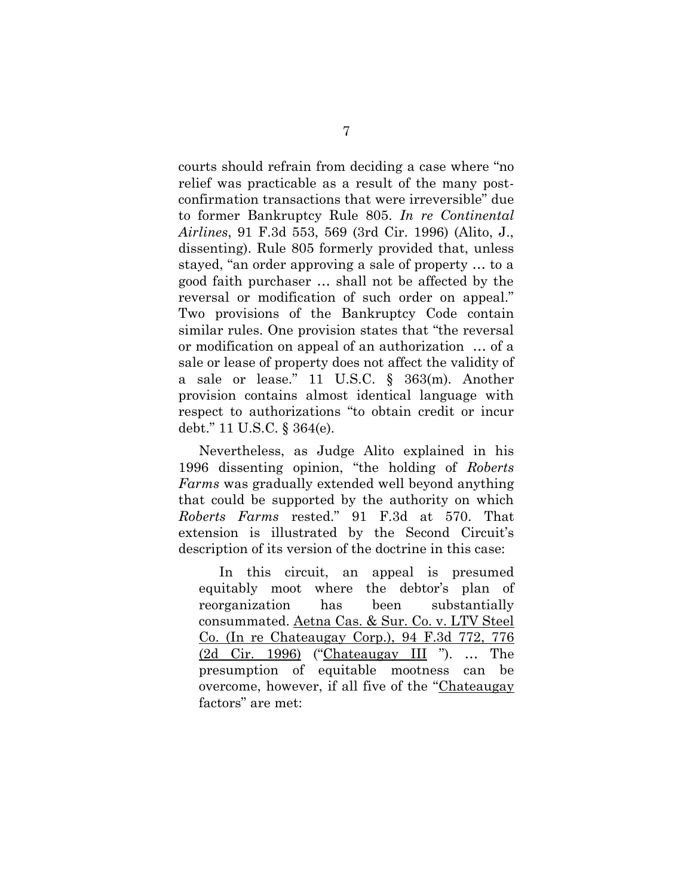courts should refrain from deciding a case where "no relief was practicable as a result of the many post-confirmation transactions that were irreversible" due to former Bankruptcy Rule 805. *In re Continental Airlines*, 91 F.3d 553, 569 (3rd Cir. 1996) (Alito, J., dissenting). Rule 805 formerly provided that, unless stayed, "an order approving a sale of property … to a good faith purchaser … shall not be affected by the reversal or modification of such order on appeal." Two provisions of the Bankruptcy Code contain similar rules. One provision states that "the reversal or modification on appeal of an authorization … of a sale or lease of property does not affect the validity of a sale or lease." 11 U.S.C. § 363(m). Another provision contains almost identical language with respect to authorizations "to obtain credit or incur debt." 11 U.S.C. § 364(e).

Nevertheless, as Judge Alito explained in his 1996 dissenting opinion, "the holding of *Roberts Farms* was gradually extended well beyond anything that could be supported by the authority on which *Roberts Farms* rested." 91 F.3d at 570. That extension is illustrated by the Second Circuit's description of its version of the doctrine in this case:

> In this circuit, an appeal is presumed equitably moot where the debtor's plan of reorganization has been substantially consummated. Aetna Cas. & Sur. Co. v. LTV Steel Co. (In re Chateaugay Corp.), 94 F.3d 772, 776 (2d Cir. 1996) ("Chateaugay III"). … The presumption of equitable mootness can be overcome, however, if all five of the "Chateaugay factors" are met: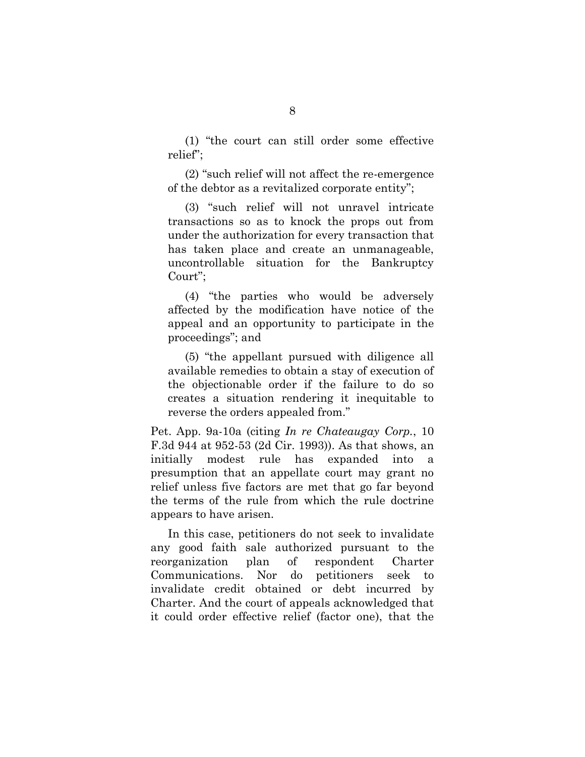(1) "the court can still order some effective relief";

(2) "such relief will not affect the re-emergence of the debtor as a revitalized corporate entity";

(3) "such relief will not unravel intricate transactions so as to knock the props out from under the authorization for every transaction that has taken place and create an unmanageable, uncontrollable situation for the Bankruptcy Court";

(4) "the parties who would be adversely affected by the modification have notice of the appeal and an opportunity to participate in the proceedings"; and

(5) "the appellant pursued with diligence all available remedies to obtain a stay of execution of the objectionable order if the failure to do so creates a situation rendering it inequitable to reverse the orders appealed from."

Pet. App. 9a-10a (citing *In re Chateaugay Corp.*, 10 F.3d 944 at 952-53 (2d Cir. 1993)). As that shows, an initially modest rule has expanded into a presumption that an appellate court may grant no relief unless five factors are met that go far beyond the terms of the rule from which the rule doctrine appears to have arisen.

In this case, petitioners do not seek to invalidate any good faith sale authorized pursuant to the reorganization plan of respondent Charter Communications. Nor do petitioners seek to invalidate credit obtained or debt incurred by Charter. And the court of appeals acknowledged that it could order effective relief (factor one), that the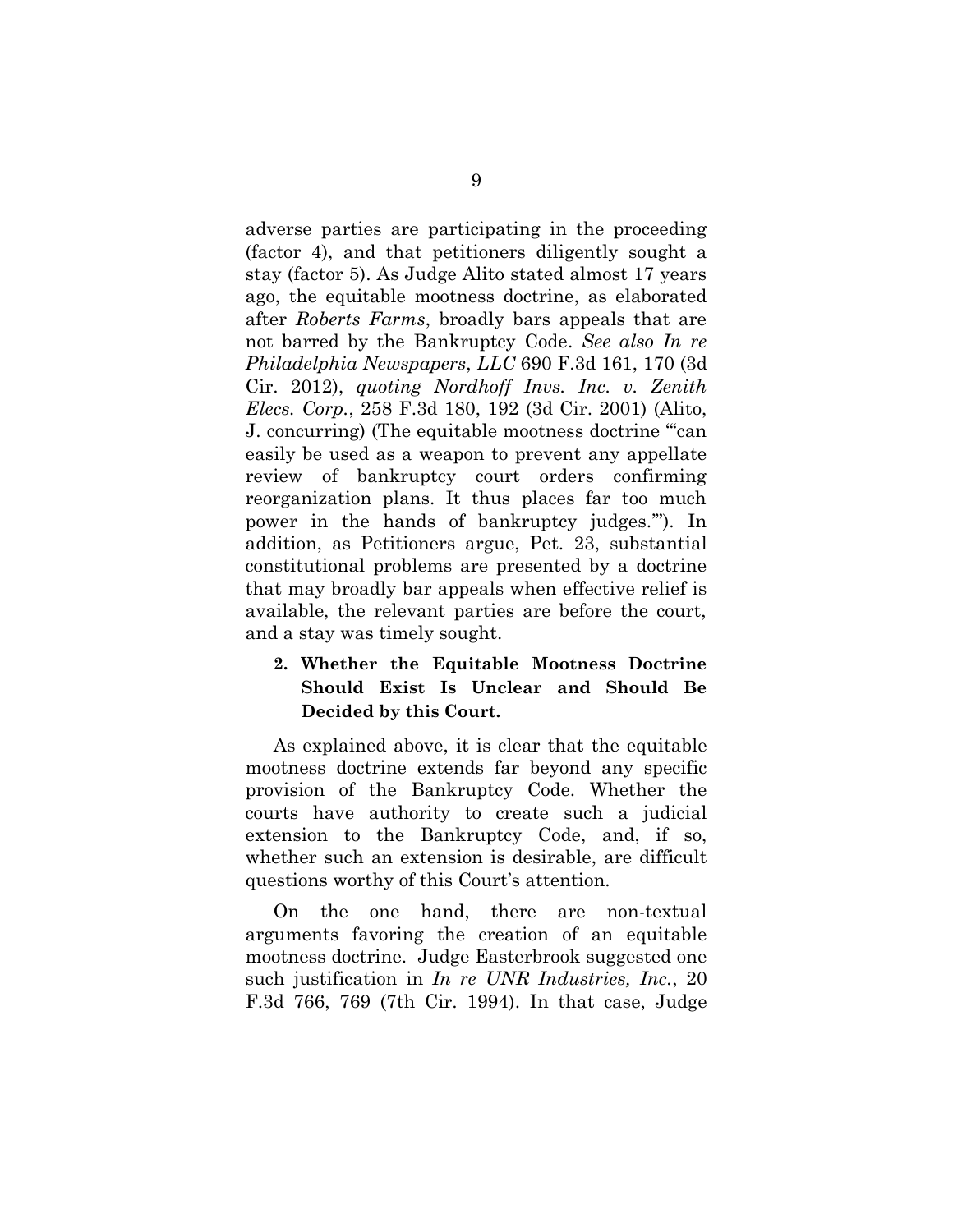adverse parties are participating in the proceeding (factor 4), and that petitioners diligently sought a stay (factor 5). As Judge Alito stated almost 17 years ago, the equitable mootness doctrine, as elaborated after *Roberts Farms*, broadly bars appeals that are not barred by the Bankruptcy Code. *See also In re Philadelphia Newspapers*, *LLC* 690 F.3d 161, 170 (3d Cir. 2012), *quoting Nordhoff Invs. Inc. v. Zenith Elecs. Corp.*, 258 F.3d 180, 192 (3d Cir. 2001) (Alito, J. concurring) (The equitable mootness doctrine "'can easily be used as a weapon to prevent any appellate review of bankruptcy court orders confirming reorganization plans. It thus places far too much power in the hands of bankruptcy judges.'"). In addition, as Petitioners argue, Pet. 23, substantial constitutional problems are presented by a doctrine that may broadly bar appeals when effective relief is available, the relevant parties are before the court, and a stay was timely sought.

**2. Whether the Equitable Mootness Doctrine Should Exist Is Unclear and Should Be Decided by this Court.**

As explained above, it is clear that the equitable mootness doctrine extends far beyond any specific provision of the Bankruptcy Code. Whether the courts have authority to create such a judicial extension to the Bankruptcy Code, and, if so, whether such an extension is desirable, are difficult questions worthy of this Court's attention.

On the one hand, there are non-textual arguments favoring the creation of an equitable mootness doctrine. Judge Easterbrook suggested one such justification in *In re UNR Industries, Inc.*, 20 F.3d 766, 769 (7th Cir. 1994). In that case, Judge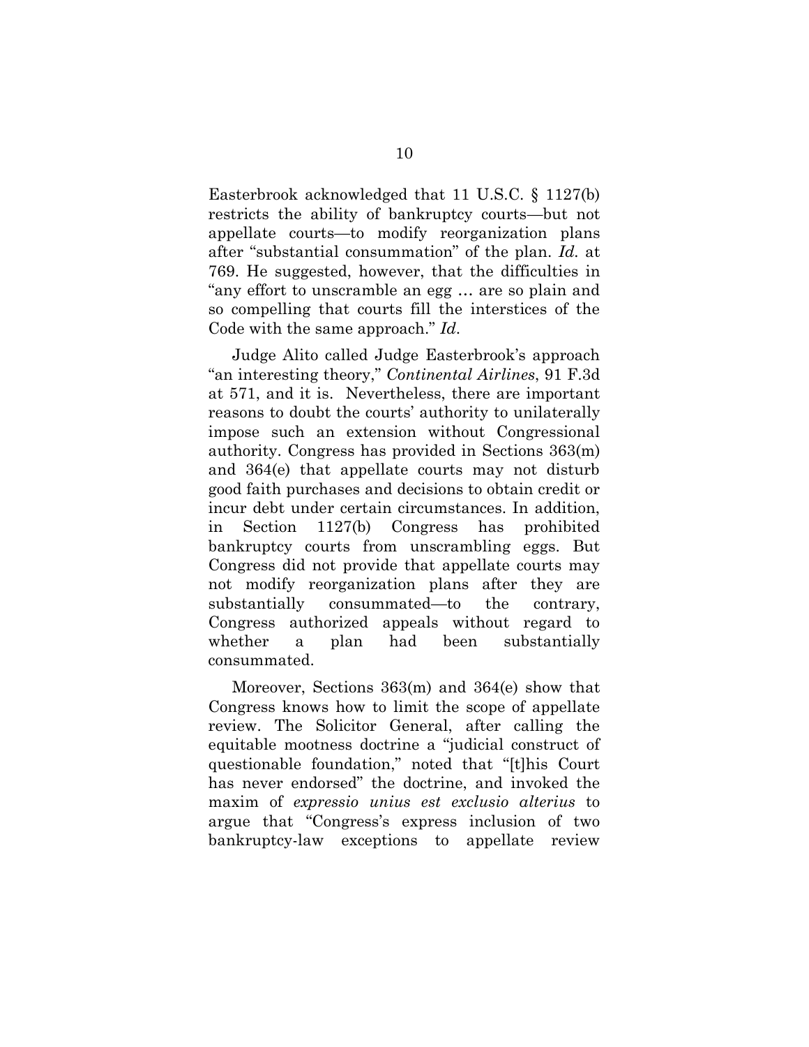Easterbrook acknowledged that 11 U.S.C. § 1127(b) restricts the ability of bankruptcy courts—but not appellate courts—to modify reorganization plans after "substantial consummation" of the plan. *Id.* at 769. He suggested, however, that the difficulties in "any effort to unscramble an egg … are so plain and so compelling that courts fill the interstices of the Code with the same approach." *Id.*

Judge Alito called Judge Easterbrook's approach "an interesting theory," *Continental Airlines*, 91 F.3d at 571, and it is. Nevertheless, there are important reasons to doubt the courts' authority to unilaterally impose such an extension without Congressional authority. Congress has provided in Sections 363(m) and 364(e) that appellate courts may not disturb good faith purchases and decisions to obtain credit or incur debt under certain circumstances. In addition, in Section 1127(b) Congress has prohibited bankruptcy courts from unscrambling eggs. But Congress did not provide that appellate courts may not modify reorganization plans after they are substantially consummated—to the contrary, Congress authorized appeals without regard to whether a plan had been substantially consummated.

Moreover, Sections 363(m) and 364(e) show that Congress knows how to limit the scope of appellate review. The Solicitor General, after calling the equitable mootness doctrine a "judicial construct of questionable foundation," noted that "[t]his Court has never endorsed" the doctrine, and invoked the maxim of *expressio unius est exclusio alterius* to argue that "Congress's express inclusion of two bankruptcy-law exceptions to appellate review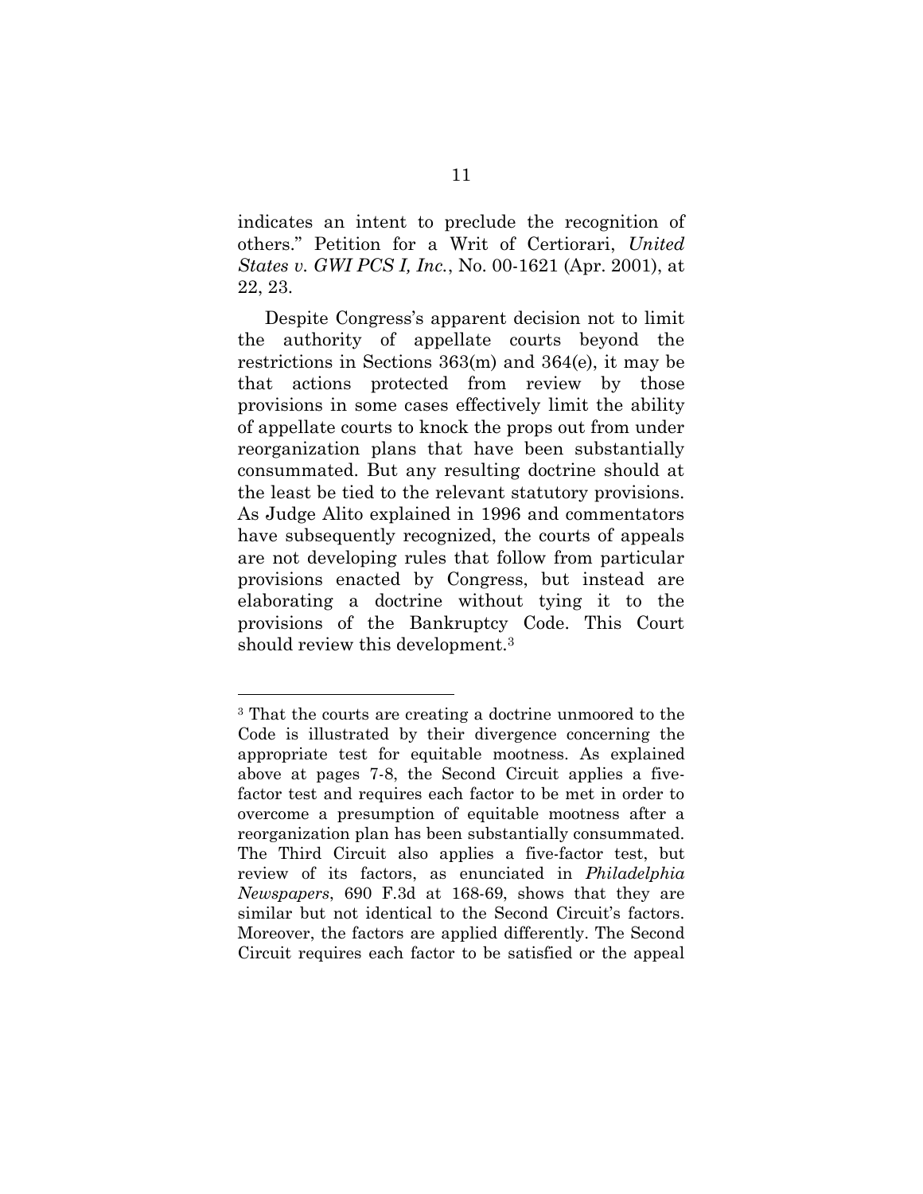indicates an intent to preclude the recognition of others." Petition for a Writ of Certiorari, *United States v. GWI PCS I, Inc.*, No. 00-1621 (Apr. 2001), at 22, 23.

Despite Congress's apparent decision not to limit the authority of appellate courts beyond the restrictions in Sections 363(m) and 364(e), it may be that actions protected from review by those provisions in some cases effectively limit the ability of appellate courts to knock the props out from under reorganization plans that have been substantially consummated. But any resulting doctrine should at the least be tied to the relevant statutory provisions. As Judge Alito explained in 1996 and commentators have subsequently recognized, the courts of appeals are not developing rules that follow from particular provisions enacted by Congress, but instead are elaborating a doctrine without tying it to the provisions of the Bankruptcy Code. This Court should review this development.[3]

---

[3] That the courts are creating a doctrine unmoored to the Code is illustrated by their divergence concerning the appropriate test for equitable mootness. As explained above at pages 7-8, the Second Circuit applies a five-factor test and requires each factor to be met in order to overcome a presumption of equitable mootness after a reorganization plan has been substantially consummated. The Third Circuit also applies a five-factor test, but review of its factors, as enunciated in *Philadelphia Newspapers*, 690 F.3d at 168-69, shows that they are similar but not identical to the Second Circuit's factors. Moreover, the factors are applied differently. The Second Circuit requires each factor to be satisfied or the appeal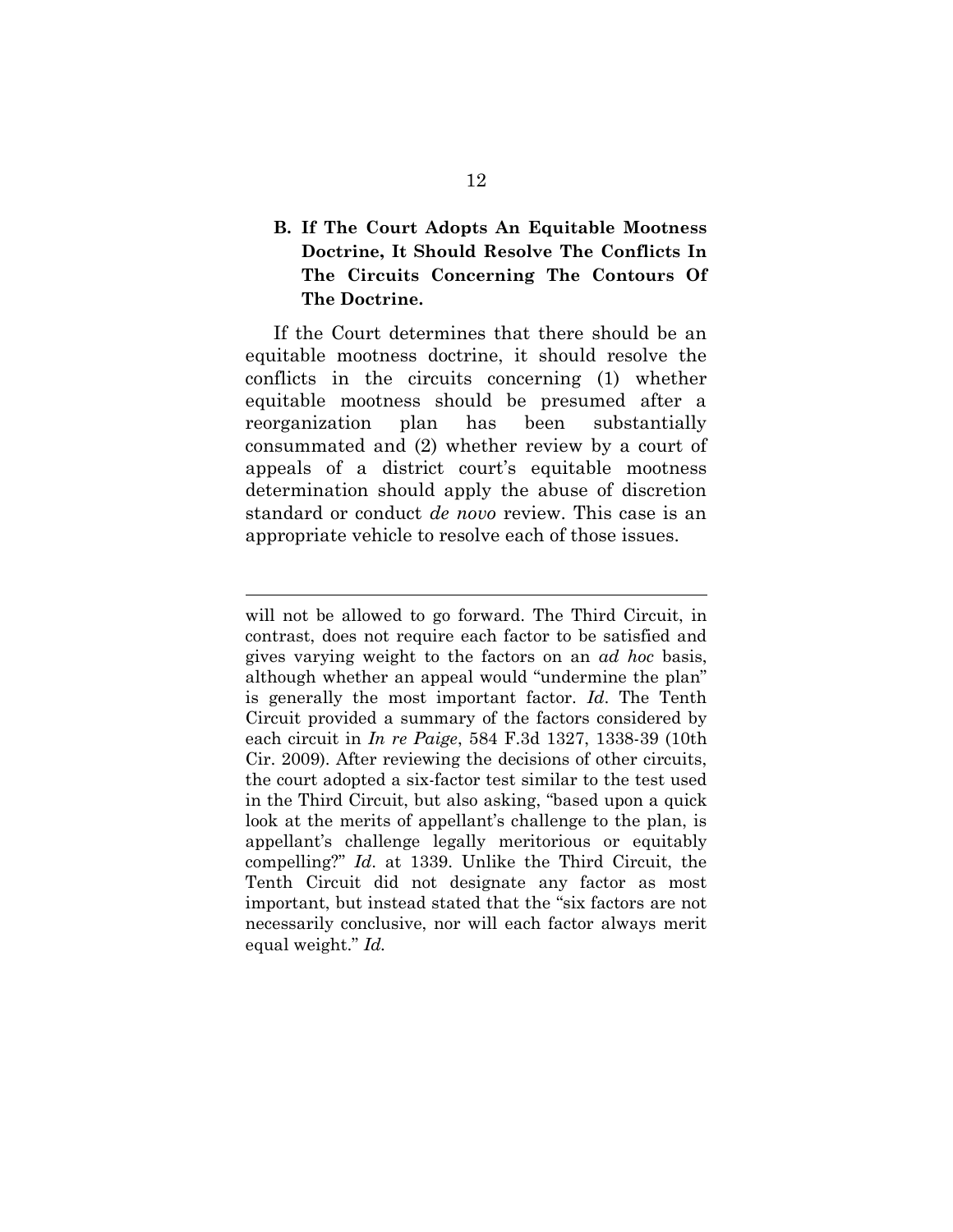### B. If The Court Adopts An Equitable Mootness Doctrine, It Should Resolve The Conflicts In The Circuits Concerning The Contours Of The Doctrine.

If the Court determines that there should be an equitable mootness doctrine, it should resolve the conflicts in the circuits concerning (1) whether equitable mootness should be presumed after a reorganization plan has been substantially consummated and (2) whether review by a court of appeals of a district court's equitable mootness determination should apply the abuse of discretion standard or conduct *de novo* review. This case is an appropriate vehicle to resolve each of those issues.

---

will not be allowed to go forward. The Third Circuit, in contrast, does not require each factor to be satisfied and gives varying weight to the factors on an *ad hoc* basis, although whether an appeal would "undermine the plan" is generally the most important factor. *Id*. The Tenth Circuit provided a summary of the factors considered by each circuit in *In re Paige*, 584 F.3d 1327, 1338-39 (10th Cir. 2009). After reviewing the decisions of other circuits, the court adopted a six-factor test similar to the test used in the Third Circuit, but also asking, "based upon a quick look at the merits of appellant's challenge to the plan, is appellant's challenge legally meritorious or equitably compelling?" *Id*. at 1339. Unlike the Third Circuit, the Tenth Circuit did not designate any factor as most important, but instead stated that the "six factors are not necessarily conclusive, nor will each factor always merit equal weight." *Id.*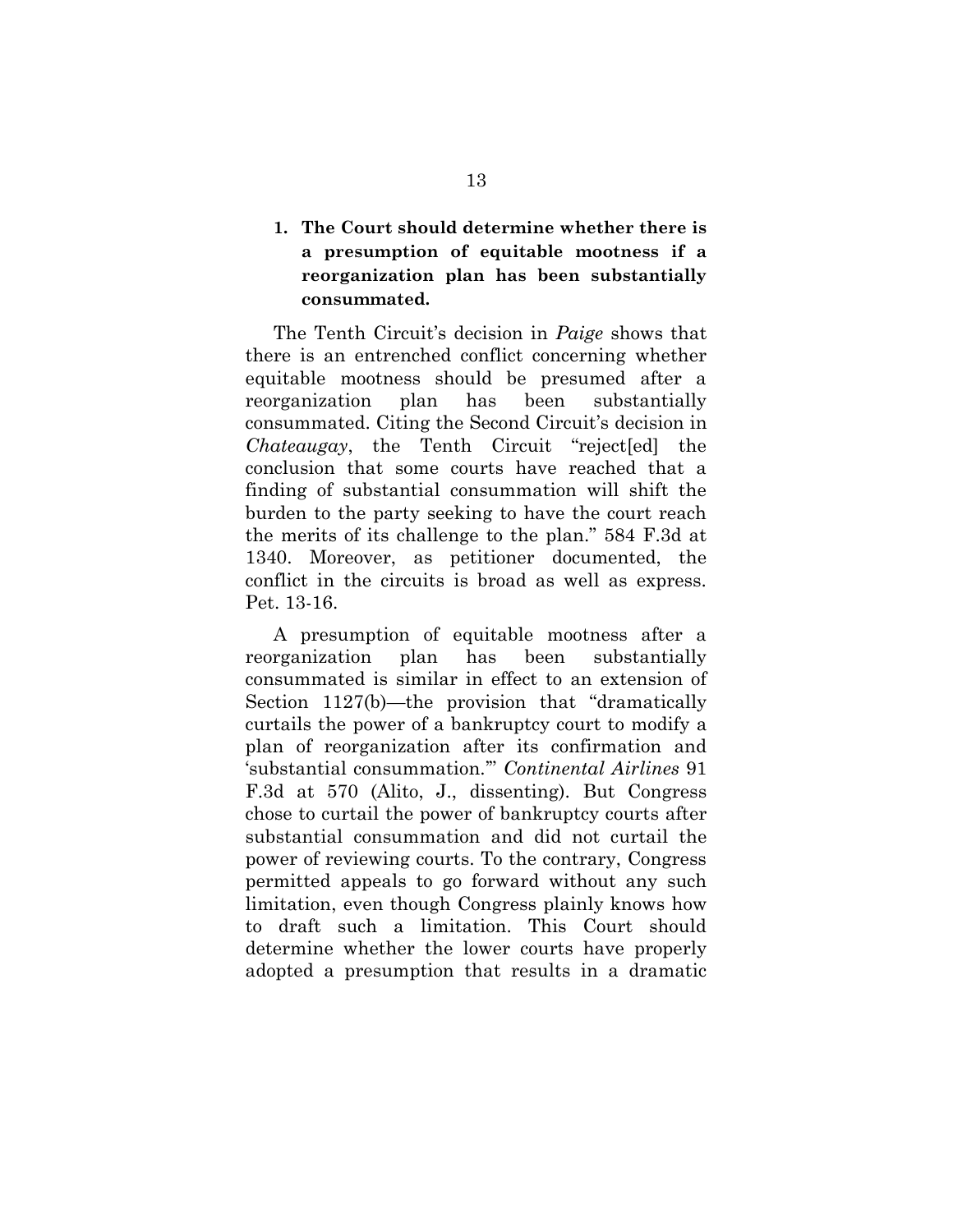### 1. The Court should determine whether there is a presumption of equitable mootness if a reorganization plan has been substantially consummated.

The Tenth Circuit's decision in *Paige* shows that there is an entrenched conflict concerning whether equitable mootness should be presumed after a reorganization plan has been substantially consummated. Citing the Second Circuit's decision in *Chateaugay*, the Tenth Circuit "reject[ed] the conclusion that some courts have reached that a finding of substantial consummation will shift the burden to the party seeking to have the court reach the merits of its challenge to the plan." 584 F.3d at 1340. Moreover, as petitioner documented, the conflict in the circuits is broad as well as express. Pet. 13-16.

A presumption of equitable mootness after a reorganization plan has been substantially consummated is similar in effect to an extension of Section 1127(b)—the provision that "dramatically curtails the power of a bankruptcy court to modify a plan of reorganization after its confirmation and 'substantial consummation.'" *Continental Airlines* 91 F.3d at 570 (Alito, J., dissenting). But Congress chose to curtail the power of bankruptcy courts after substantial consummation and did not curtail the power of reviewing courts. To the contrary, Congress permitted appeals to go forward without any such limitation, even though Congress plainly knows how to draft such a limitation. This Court should determine whether the lower courts have properly adopted a presumption that results in a dramatic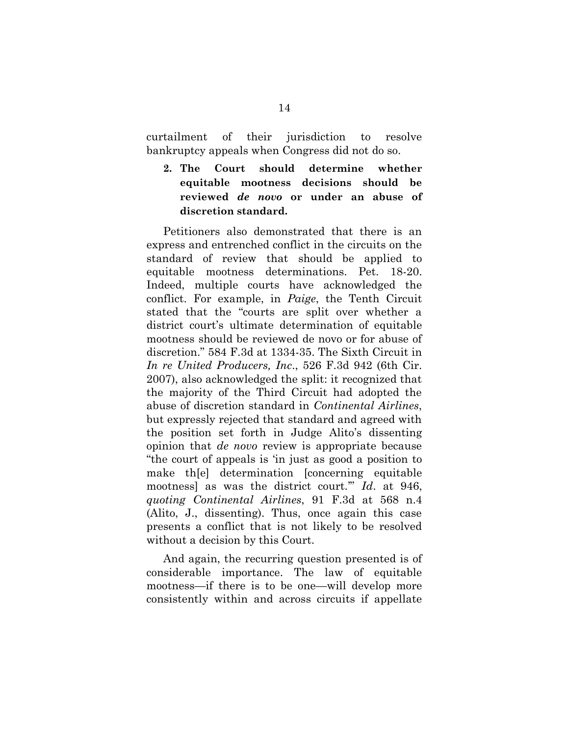curtailment of their jurisdiction to resolve bankruptcy appeals when Congress did not do so.

2. **The Court should determine whether equitable mootness decisions should be reviewed *de novo* or under an abuse of discretion standard.**

Petitioners also demonstrated that there is an express and entrenched conflict in the circuits on the standard of review that should be applied to equitable mootness determinations. Pet. 18-20. Indeed, multiple courts have acknowledged the conflict. For example, in *Paige*, the Tenth Circuit stated that the "courts are split over whether a district court's ultimate determination of equitable mootness should be reviewed de novo or for abuse of discretion." 584 F.3d at 1334-35. The Sixth Circuit in *In re United Producers, Inc*., 526 F.3d 942 (6th Cir. 2007), also acknowledged the split: it recognized that the majority of the Third Circuit had adopted the abuse of discretion standard in *Continental Airlines*, but expressly rejected that standard and agreed with the position set forth in Judge Alito's dissenting opinion that *de novo* review is appropriate because "the court of appeals is 'in just as good a position to make th[e] determination [concerning equitable mootness] as was the district court.'" *Id*. at 946, *quoting Continental Airlines*, 91 F.3d at 568 n.4 (Alito, J., dissenting). Thus, once again this case presents a conflict that is not likely to be resolved without a decision by this Court.

And again, the recurring question presented is of considerable importance. The law of equitable mootness—if there is to be one—will develop more consistently within and across circuits if appellate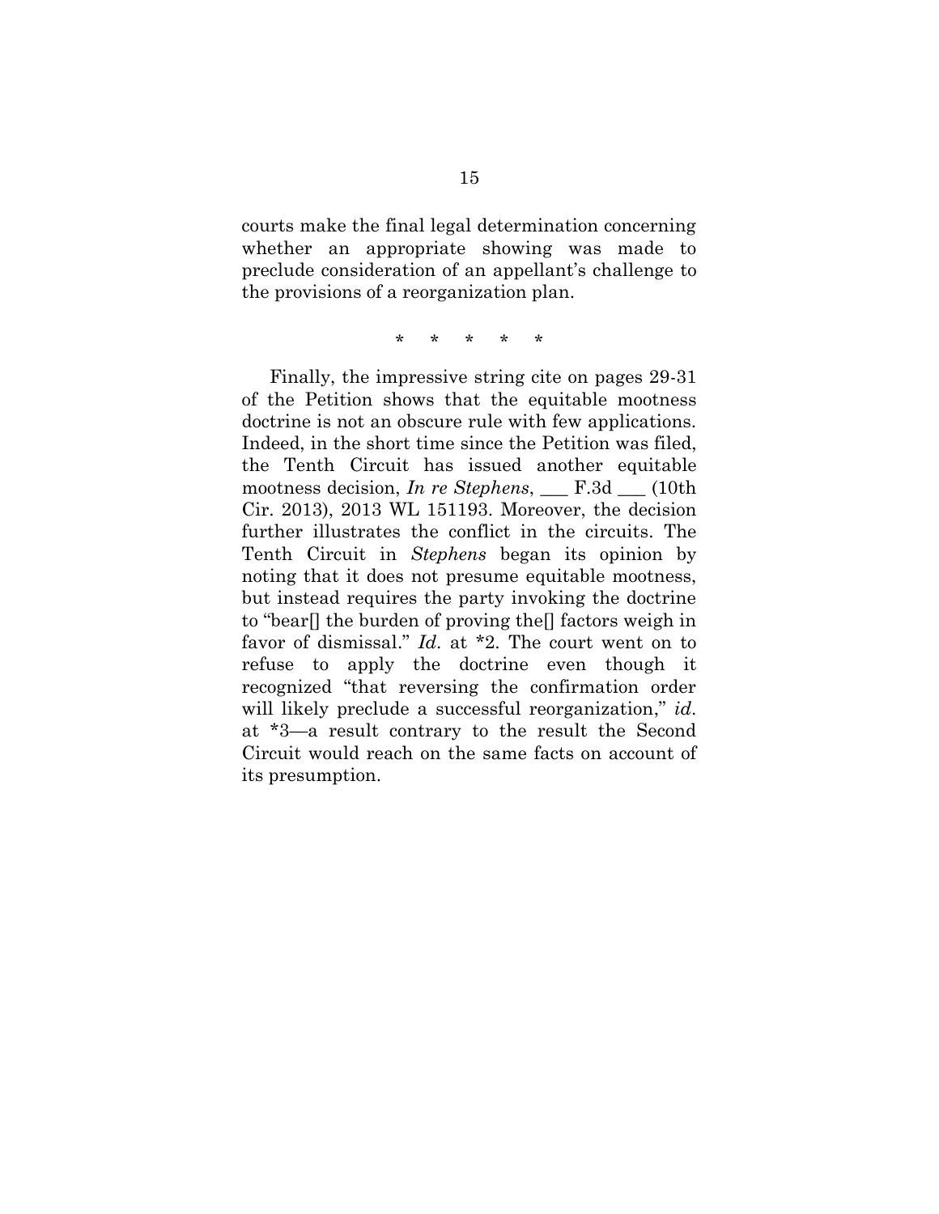courts make the final legal determination concerning whether an appropriate showing was made to preclude consideration of an appellant's challenge to the provisions of a reorganization plan.

\* \* \* \* \*

Finally, the impressive string cite on pages 29-31 of the Petition shows that the equitable mootness doctrine is not an obscure rule with few applications. Indeed, in the short time since the Petition was filed, the Tenth Circuit has issued another equitable mootness decision, *In re Stephens*, ___ F.3d ___ (10th Cir. 2013), 2013 WL 151193. Moreover, the decision further illustrates the conflict in the circuits. The Tenth Circuit in *Stephens* began its opinion by noting that it does not presume equitable mootness, but instead requires the party invoking the doctrine to "bear[] the burden of proving the[] factors weigh in favor of dismissal." *Id*. at \*2. The court went on to refuse to apply the doctrine even though it recognized "that reversing the confirmation order will likely preclude a successful reorganization," *id*. at \*3—a result contrary to the result the Second Circuit would reach on the same facts on account of its presumption.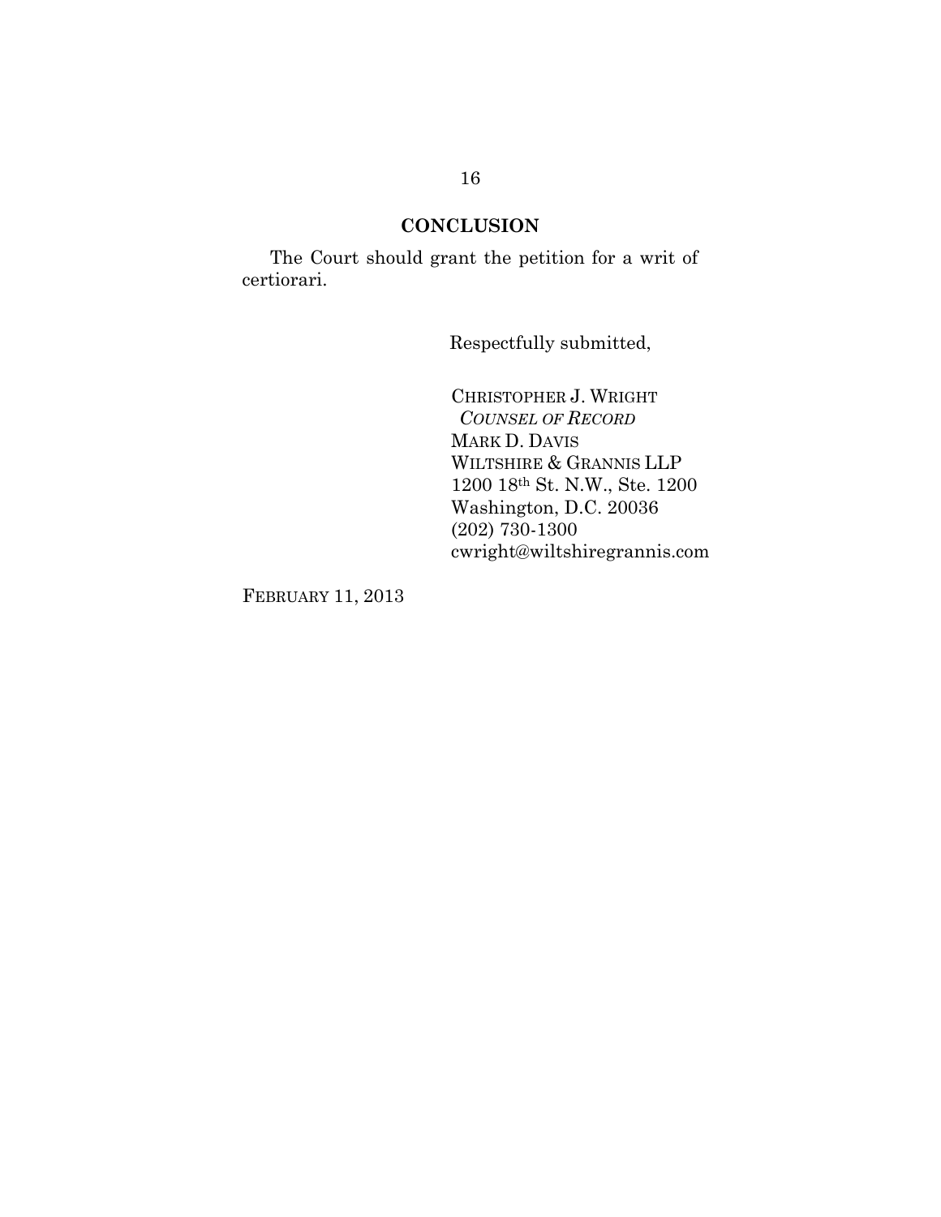## CONCLUSION

The Court should grant the petition for a writ of certiorari.

Respectfully submitted,

CHRISTOPHER J. WRIGHT
*COUNSEL OF RECORD*
MARK D. DAVIS
WILTSHIRE & GRANNIS LLP
1200 18th St. N.W., Ste. 1200
Washington, D.C. 20036
(202) 730-1300
cwright@wiltshiregrannis.com

FEBRUARY 11, 2013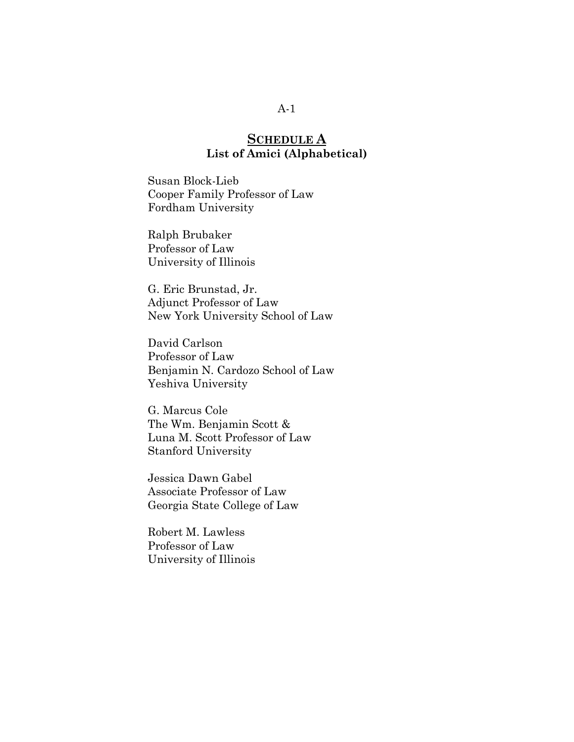## **SCHEDULE A**
**List of Amici (Alphabetical)**

Susan Block-Lieb
Cooper Family Professor of Law
Fordham University

Ralph Brubaker
Professor of Law
University of Illinois

G. Eric Brunstad, Jr.
Adjunct Professor of Law
New York University School of Law

David Carlson
Professor of Law
Benjamin N. Cardozo School of Law
Yeshiva University

G. Marcus Cole
The Wm. Benjamin Scott &
Luna M. Scott Professor of Law
Stanford University

Jessica Dawn Gabel
Associate Professor of Law
Georgia State College of Law

Robert M. Lawless
Professor of Law
University of Illinois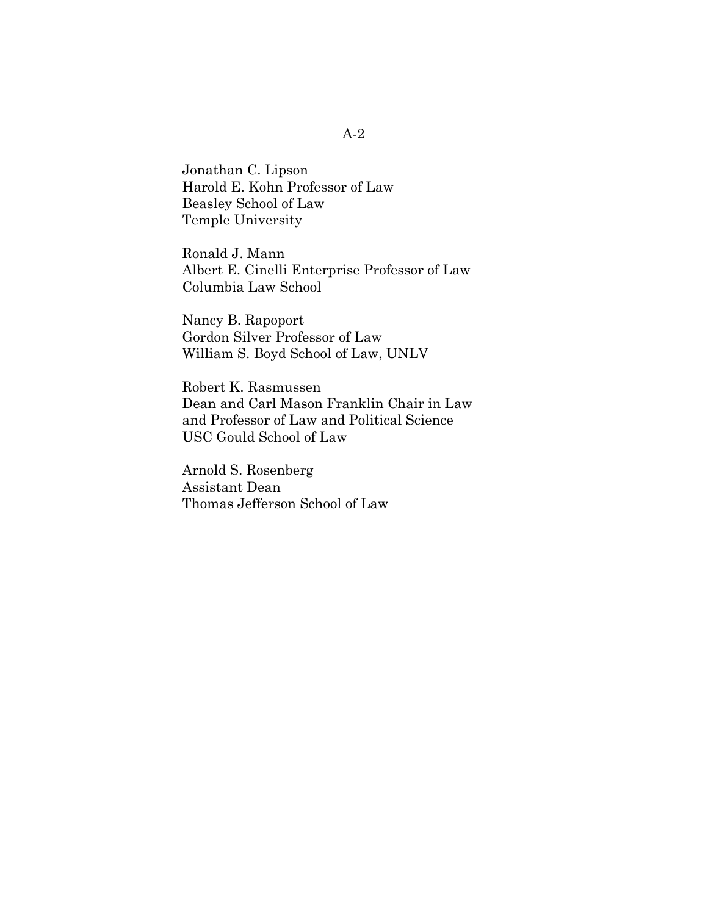Jonathan C. Lipson
Harold E. Kohn Professor of Law
Beasley School of Law
Temple University

Ronald J. Mann
Albert E. Cinelli Enterprise Professor of Law
Columbia Law School

Nancy B. Rapoport
Gordon Silver Professor of Law
William S. Boyd School of Law, UNLV

Robert K. Rasmussen
Dean and Carl Mason Franklin Chair in Law
and Professor of Law and Political Science
USC Gould School of Law

Arnold S. Rosenberg
Assistant Dean
Thomas Jefferson School of Law